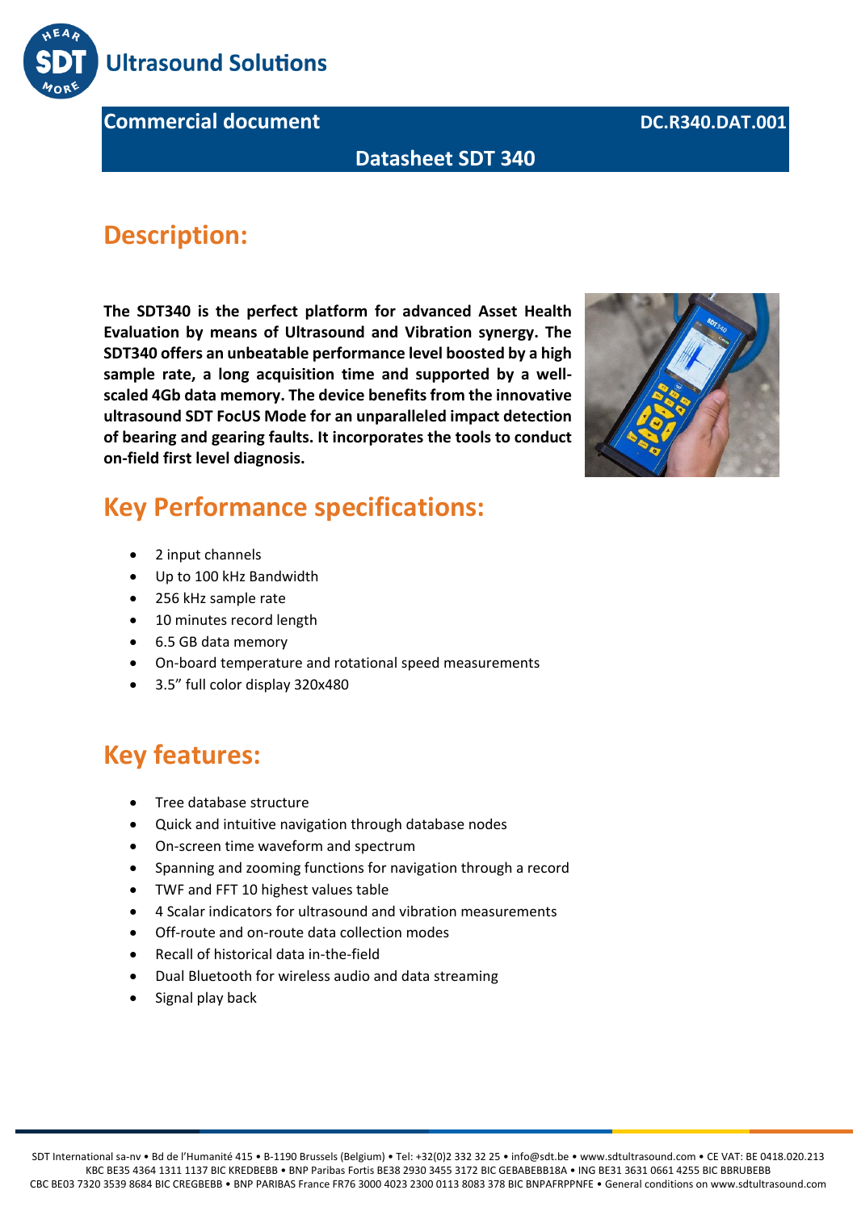Commercial document DC.R340.DAT.001

# Datasheet SDT 340

## Description:

**The SDT340 is the perfect platform for advanced Asset Health Evaluation by means of Ultrasound and Vibration synergy. The SDT340 offers an unbeatable performance level boosted by a high sample rate, a long acquisition time and supported by a well-scaled 4Gb data memory. The device benefits from the innovative ultrasound SDT FocUS Mode for an unparalleled impact detection of bearing and gearing faults. It incorporates the tools to conduct on-field first level diagnosis.**

## Key Performance specifications:

- 2 input channels
- Up to 100 kHz Bandwidth
- 256 kHz sample rate
- 10 minutes record length
- 6.5 GB data memory
- On-board temperature and rotational speed measurements
- 3.5” full color display 320x480

## Key features:

- Tree database structure
- Quick and intuitive navigation through database nodes
- On-screen time waveform and spectrum
- Spanning and zooming functions for navigation through a record
- TWF and FFT 10 highest values table
- 4 Scalar indicators for ultrasound and vibration measurements
- Off-route and on-route data collection modes
- Recall of historical data in-the-field
- Dual Bluetooth for wireless audio and data streaming
- Signal play back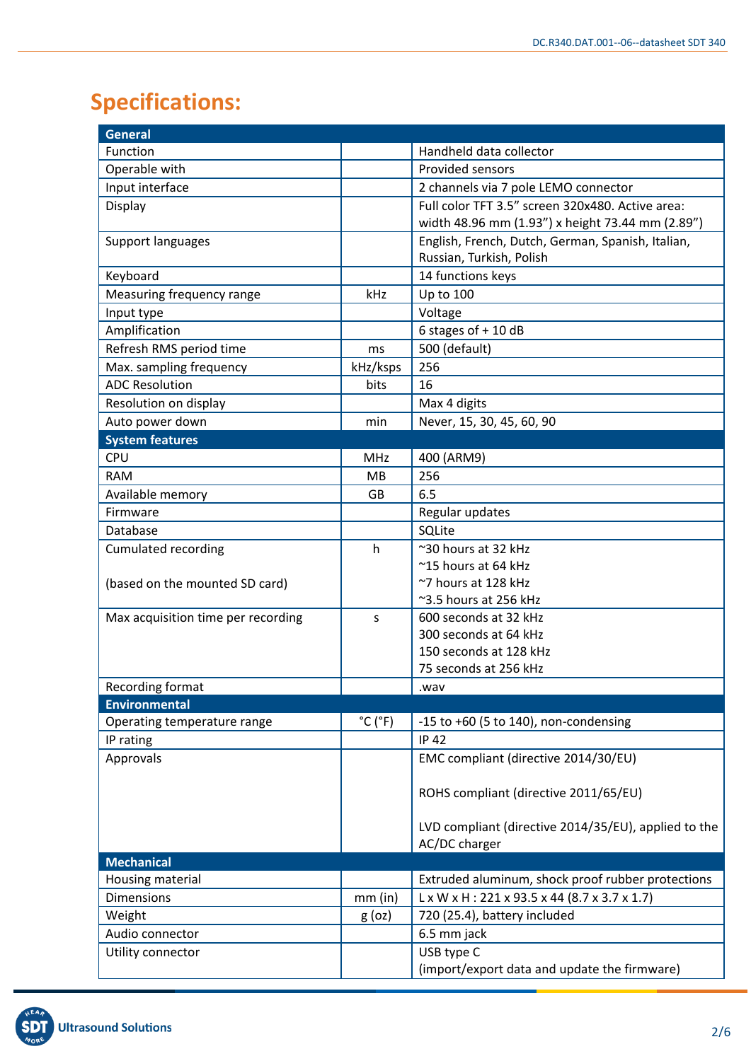# Specifications:

| General | | |
|---|---|---|
| Function | | Handheld data collector |
| Operable with | | Provided sensors |
| Input interface | | 2 channels via 7 pole LEMO connector |
| Display | | Full color TFT 3.5" screen 320x480. Active area: width 48.96 mm (1.93") x height 73.44 mm (2.89") |
| Support languages | | English, French, Dutch, German, Spanish, Italian, Russian, Turkish, Polish |
| Keyboard | | 14 functions keys |
| Measuring frequency range | kHz | Up to 100 |
| Input type | | Voltage |
| Amplification | | 6 stages of + 10 dB |
| Refresh RMS period time | ms | 500 (default) |
| Max. sampling frequency | kHz/ksps | 256 |
| ADC Resolution | bits | 16 |
| Resolution on display | | Max 4 digits |
| Auto power down | min | Never, 15, 30, 45, 60, 90 |
| **System features** | | |
| CPU | MHz | 400 (ARM9) |
| RAM | MB | 256 |
| Available memory | GB | 6.5 |
| Firmware | | Regular updates |
| Database | | SQLite |
| Cumulated recording (based on the mounted SD card) | h | ~30 hours at 32 kHz<br>~15 hours at 64 kHz<br>~7 hours at 128 kHz<br>~3.5 hours at 256 kHz |
| Max acquisition time per recording | s | 600 seconds at 32 kHz<br>300 seconds at 64 kHz<br>150 seconds at 128 kHz<br>75 seconds at 256 kHz |
| Recording format | | .wav |
| **Environmental** | | |
| Operating temperature range | °C (°F) | -15 to +60 (5 to 140), non-condensing |
| IP rating | | IP 42 |
| Approvals | | EMC compliant (directive 2014/30/EU)<br><br>ROHS compliant (directive 2011/65/EU)<br><br>LVD compliant (directive 2014/35/EU), applied to the AC/DC charger |
| **Mechanical** | | |
| Housing material | | Extruded aluminum, shock proof rubber protections |
| Dimensions | mm (in) | L x W x H : 221 x 93.5 x 44 (8.7 x 3.7 x 1.7) |
| Weight | g (oz) | 720 (25.4), battery included |
| Audio connector | | 6.5 mm jack |
| Utility connector | | USB type C<br>(import/export data and update the firmware) |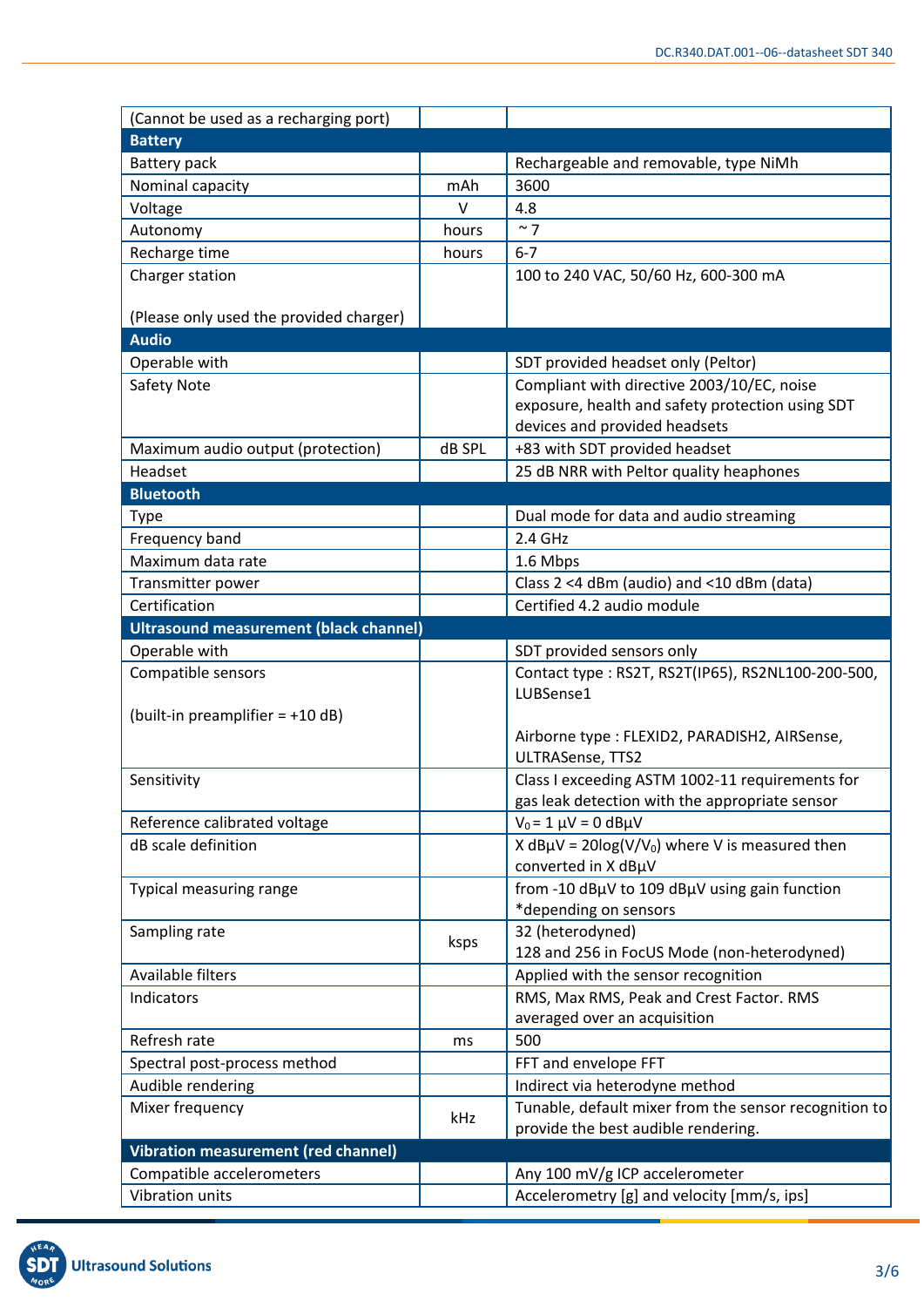| (Cannot be used as a recharging port) | | |
|---|---|---|
| **Battery** | | |
| Battery pack | | Rechargeable and removable, type NiMh |
| Nominal capacity | mAh | 3600 |
| Voltage | V | 4.8 |
| Autonomy | hours | ~ 7 |
| Recharge time | hours | 6-7 |
| Charger station<br><br>(Please only used the provided charger) | | 100 to 240 VAC, 50/60 Hz, 600-300 mA |
| **Audio** | | |
| Operable with | | SDT provided headset only (Peltor) |
| Safety Note | | Compliant with directive 2003/10/EC, noise exposure, health and safety protection using SDT devices and provided headsets |
| Maximum audio output (protection) | dB SPL | +83 with SDT provided headset |
| Headset | | 25 dB NRR with Peltor quality heaphones |
| **Bluetooth** | | |
| Type | | Dual mode for data and audio streaming |
| Frequency band | | 2.4 GHz |
| Maximum data rate | | 1.6 Mbps |
| Transmitter power | | Class 2 <4 dBm (audio) and <10 dBm (data) |
| Certification | | Certified 4.2 audio module |
| **Ultrasound measurement (black channel)** | | |
| Operable with | | SDT provided sensors only |
| Compatible sensors<br><br>(built-in preamplifier = +10 dB) | | Contact type : RS2T, RS2T(IP65), RS2NL100-200-500, LUBSense1<br><br>Airborne type : FLEXID2, PARADISH2, AIRSense, ULTRASense, TTS2 |
| Sensitivity | | Class I exceeding ASTM 1002-11 requirements for gas leak detection with the appropriate sensor |
| Reference calibrated voltage | | $V_0 = 1\ \mu V = 0$ dBµV |
| dB scale definition | | X dBµV = $20\log(V/V_0)$ where V is measured then converted in X dBµV |
| Typical measuring range | | from -10 dBµV to 109 dBµV using gain function *depending on sensors |
| Sampling rate | ksps | 32 (heterodyned)<br>128 and 256 in FocUS Mode (non-heterodyned) |
| Available filters | | Applied with the sensor recognition |
| Indicators | | RMS, Max RMS, Peak and Crest Factor. RMS averaged over an acquisition |
| Refresh rate | ms | 500 |
| Spectral post-process method | | FFT and envelope FFT |
| Audible rendering | | Indirect via heterodyne method |
| Mixer frequency | kHz | Tunable, default mixer from the sensor recognition to provide the best audible rendering. |
| **Vibration measurement (red channel)** | | |
| Compatible accelerometers | | Any 100 mV/g ICP accelerometer |
| Vibration units | | Accelerometry [g] and velocity [mm/s, ips] |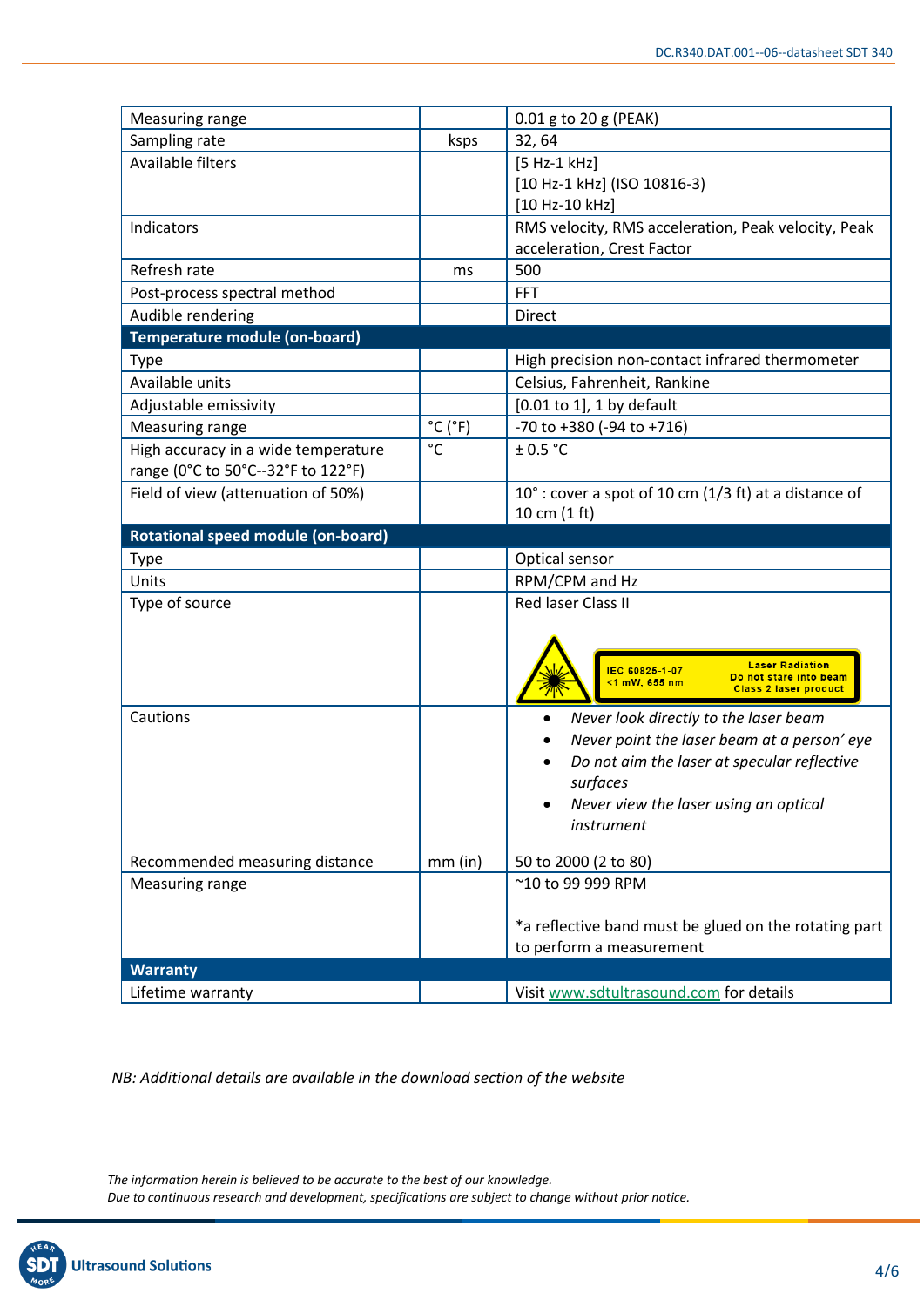| Measuring range | | 0.01 g to 20 g (PEAK) |
|---|---|---|
| Sampling rate | ksps | 32, 64 |
| Available filters | | [5 Hz-1 kHz]<br>[10 Hz-1 kHz] (ISO 10816-3)<br>[10 Hz-10 kHz] |
| Indicators | | RMS velocity, RMS acceleration, Peak velocity, Peak acceleration, Crest Factor |
| Refresh rate | ms | 500 |
| Post-process spectral method | | FFT |
| Audible rendering | | Direct |
| **Temperature module (on-board)** | | |
| Type | | High precision non-contact infrared thermometer |
| Available units | | Celsius, Fahrenheit, Rankine |
| Adjustable emissivity | | [0.01 to 1], 1 by default |
| Measuring range | °C (°F) | -70 to +380 (-94 to +716) |
| High accuracy in a wide temperature range (0°C to 50°C--32°F to 122°F) | °C | ± 0.5 °C |
| Field of view (attenuation of 50%) | | 10° : cover a spot of 10 cm (1/3 ft) at a distance of 10 cm (1 ft) |
| **Rotational speed module (on-board)** | | |
| Type | | Optical sensor |
| Units | | RPM/CPM and Hz |
| Type of source | | Red laser Class II<br>IEC 60825-1-07 <1 mW, 655 nm — Laser Radiation. Do not stare into beam. Class 2 laser product |
| Cautions | | • *Never look directly to the laser beam*<br>• *Never point the laser beam at a person' eye*<br>• *Do not aim the laser at specular reflective surfaces*<br>• *Never view the laser using an optical instrument* |
| Recommended measuring distance | mm (in) | 50 to 2000 (2 to 80) |
| Measuring range | | ~10 to 99 999 RPM<br><br>*a reflective band must be glued on the rotating part to perform a measurement |
| **Warranty** | | |
| Lifetime warranty | | Visit www.sdtultrasound.com for details |

*NB: Additional details are available in the download section of the website*

*The information herein is believed to be accurate to the best of our knowledge.*
*Due to continuous research and development, specifications are subject to change without prior notice.*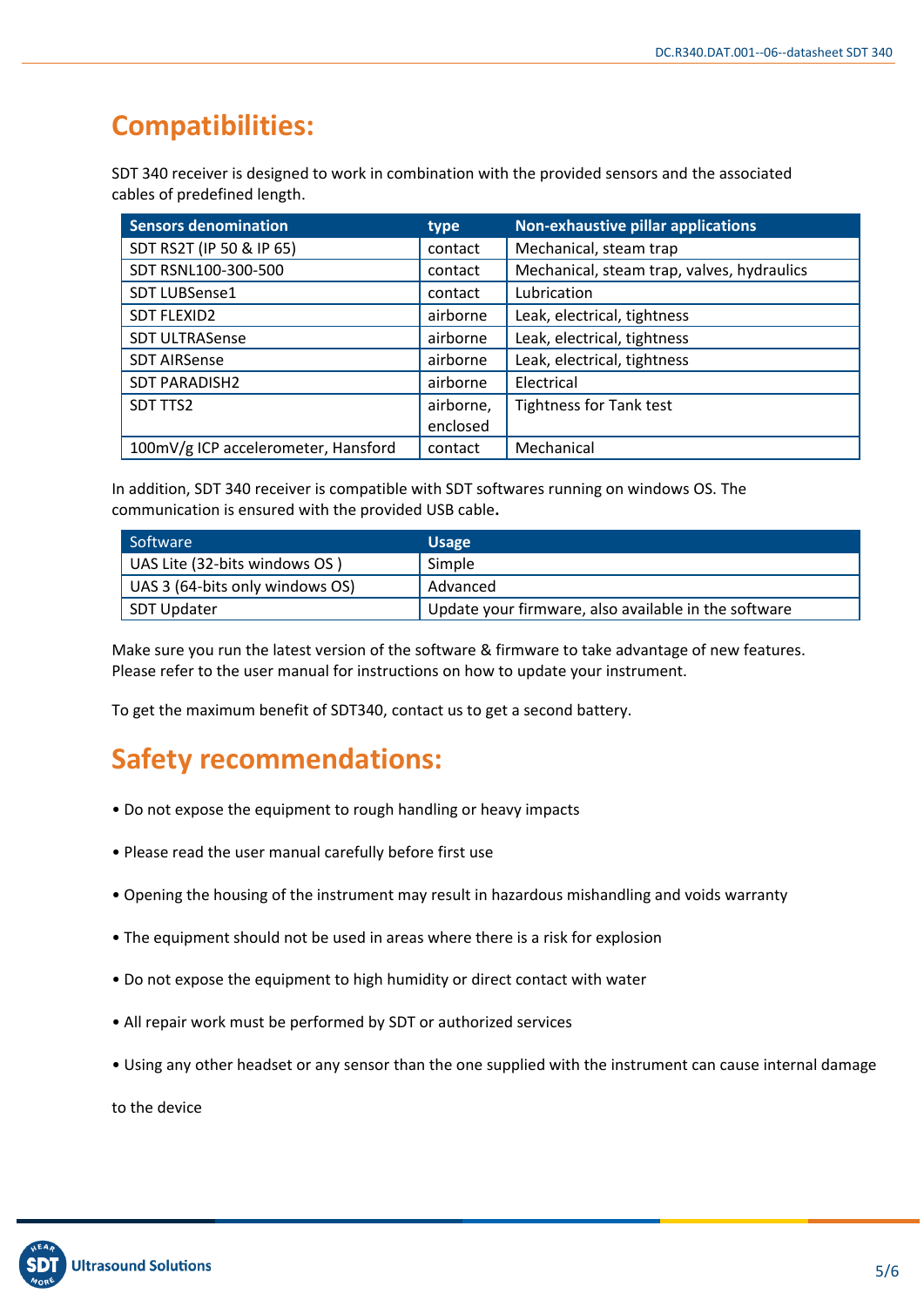## Compatibilities:

SDT 340 receiver is designed to work in combination with the provided sensors and the associated cables of predefined length.

| Sensors denomination | type | Non-exhaustive pillar applications |
|---|---|---|
| SDT RS2T (IP 50 & IP 65) | contact | Mechanical, steam trap |
| SDT RSNL100-300-500 | contact | Mechanical, steam trap, valves, hydraulics |
| SDT LUBSense1 | contact | Lubrication |
| SDT FLEXID2 | airborne | Leak, electrical, tightness |
| SDT ULTRASense | airborne | Leak, electrical, tightness |
| SDT AIRSense | airborne | Leak, electrical, tightness |
| SDT PARADISH2 | airborne | Electrical |
| SDT TTS2 | airborne, enclosed | Tightness for Tank test |
| 100mV/g ICP accelerometer, Hansford | contact | Mechanical |

In addition, SDT 340 receiver is compatible with SDT softwares running on windows OS. The communication is ensured with the provided USB cable**.**

| Software | Usage |
|---|---|
| UAS Lite (32-bits windows OS ) | Simple |
| UAS 3 (64-bits only windows OS) | Advanced |
| SDT Updater | Update your firmware, also available in the software |

Make sure you run the latest version of the software & firmware to take advantage of new features. Please refer to the user manual for instructions on how to update your instrument.

To get the maximum benefit of SDT340, contact us to get a second battery.

## Safety recommendations:

• Do not expose the equipment to rough handling or heavy impacts

• Please read the user manual carefully before first use

• Opening the housing of the instrument may result in hazardous mishandling and voids warranty

• The equipment should not be used in areas where there is a risk for explosion

• Do not expose the equipment to high humidity or direct contact with water

• All repair work must be performed by SDT or authorized services

• Using any other headset or any sensor than the one supplied with the instrument can cause internal damage to the device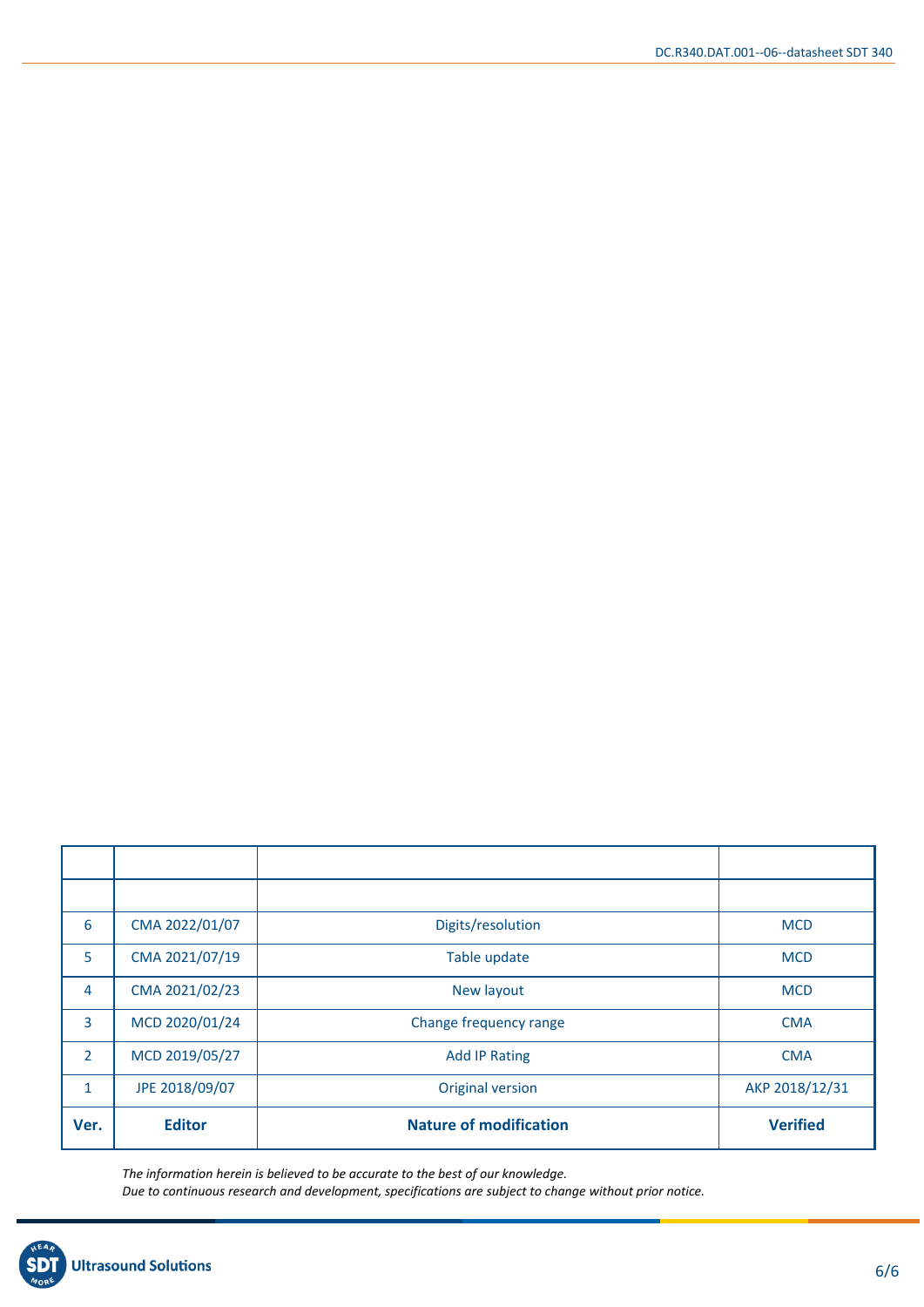| | | | |
|---|---|---|---|
| | | | |
| | | | |
| 6 | CMA 2022/01/07 | Digits/resolution | MCD |
| 5 | CMA 2021/07/19 | Table update | MCD |
| 4 | CMA 2021/02/23 | New layout | MCD |
| 3 | MCD 2020/01/24 | Change frequency range | CMA |
| 2 | MCD 2019/05/27 | Add IP Rating | CMA |
| 1 | JPE 2018/09/07 | Original version | AKP 2018/12/31 |
| **Ver.** | **Editor** | **Nature of modification** | **Verified** |

*The information herein is believed to be accurate to the best of our knowledge.*
*Due to continuous research and development, specifications are subject to change without prior notice.*